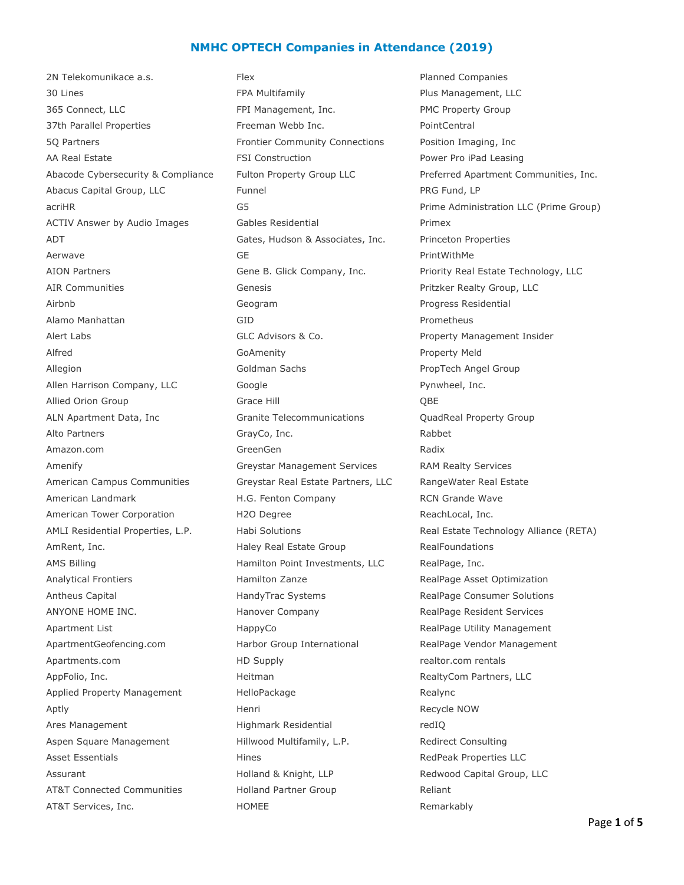# NMHC OPTECH Companies in Attendance (2019)

2N Telekomunikace a.s.
30 Lines
365 Connect, LLC
37th Parallel Properties
5Q Partners
AA Real Estate
Abacode Cybersecurity & Compliance
Abacus Capital Group, LLC
acriHR
ACTIV Answer by Audio Images
ADT
Aerwave
AION Partners
AIR Communities
Airbnb
Alamo Manhattan
Alert Labs
Alfred
Allegion
Allen Harrison Company, LLC
Allied Orion Group
ALN Apartment Data, Inc
Alto Partners
Amazon.com
Amenify
American Campus Communities
American Landmark
American Tower Corporation
AMLI Residential Properties, L.P.
AmRent, Inc.
AMS Billing
Analytical Frontiers
Antheus Capital
ANYONE HOME INC.
Apartment List
ApartmentGeofencing.com
Apartments.com
AppFolio, Inc.
Applied Property Management
Aptly
Ares Management
Aspen Square Management
Asset Essentials
Assurant
AT&T Connected Communities
AT&T Services, Inc.
Flex
FPA Multifamily
FPI Management, Inc.
Freeman Webb Inc.
Frontier Community Connections
FSI Construction
Fulton Property Group LLC
Funnel
G5
Gables Residential
Gates, Hudson & Associates, Inc.
GE
Gene B. Glick Company, Inc.
Genesis
Geogram
GID
GLC Advisors & Co.
GoAmenity
Goldman Sachs
Google
Grace Hill
Granite Telecommunications
GrayCo, Inc.
GreenGen
Greystar Management Services
Greystar Real Estate Partners, LLC
H.G. Fenton Company
H2O Degree
Habi Solutions
Haley Real Estate Group
Hamilton Point Investments, LLC
Hamilton Zanze
HandyTrac Systems
Hanover Company
HappyCo
Harbor Group International
HD Supply
Heitman
HelloPackage
Henri
Highmark Residential
Hillwood Multifamily, L.P.
Hines
Holland & Knight, LLP
Holland Partner Group
HOMEE
Planned Companies
Plus Management, LLC
PMC Property Group
PointCentral
Position Imaging, Inc
Power Pro iPad Leasing
Preferred Apartment Communities, Inc.
PRG Fund, LP
Prime Administration LLC (Prime Group)
Primex
Princeton Properties
PrintWithMe
Priority Real Estate Technology, LLC
Pritzker Realty Group, LLC
Progress Residential
Prometheus
Property Management Insider
Property Meld
PropTech Angel Group
Pynwheel, Inc.
QBE
QuadReal Property Group
Rabbet
Radix
RAM Realty Services
RangeWater Real Estate
RCN Grande Wave
ReachLocal, Inc.
Real Estate Technology Alliance (RETA)
RealFoundations
RealPage, Inc.
RealPage Asset Optimization
RealPage Consumer Solutions
RealPage Resident Services
RealPage Utility Management
RealPage Vendor Management
realtor.com rentals
RealtyCom Partners, LLC
Realync
Recycle NOW
redIQ
Redirect Consulting
RedPeak Properties LLC
Redwood Capital Group, LLC
Reliant
Remarkably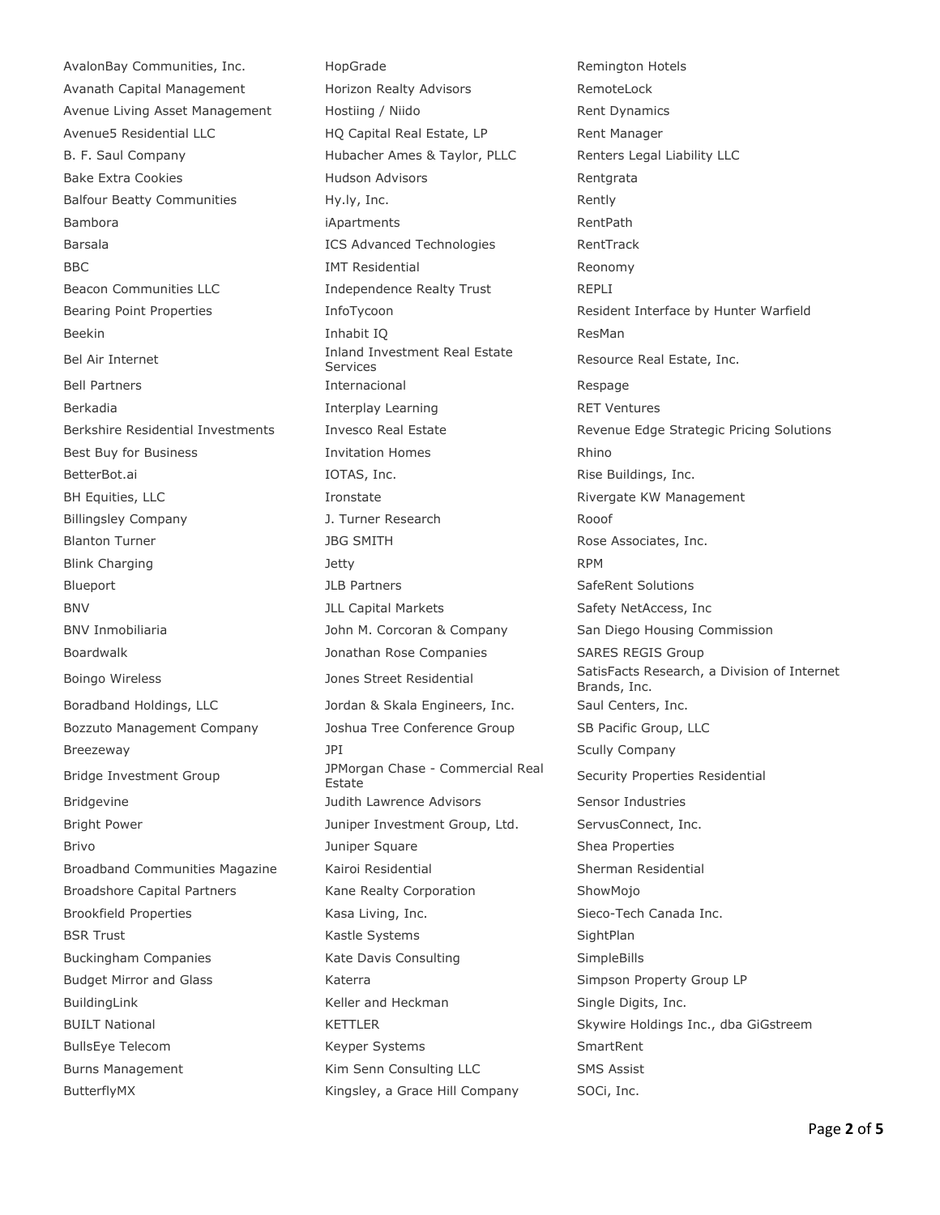AvalonBay Communities, Inc.
Avanath Capital Management
Avenue Living Asset Management
Avenue5 Residential LLC
B. F. Saul Company
Bake Extra Cookies
Balfour Beatty Communities
Bambora
Barsala
BBC
Beacon Communities LLC
Bearing Point Properties
Beekin
Bel Air Internet
Bell Partners
Berkadia
Berkshire Residential Investments
Best Buy for Business
BetterBot.ai
BH Equities, LLC
Billingsley Company
Blanton Turner
Blink Charging
Blueport
BNV
BNV Inmobiliaria
Boardwalk
Boingo Wireless
Boradband Holdings, LLC
Bozzuto Management Company
Breezeway
Bridge Investment Group
Bridgevine
Bright Power
Brivo
Broadband Communities Magazine
Broadshore Capital Partners
Brookfield Properties
BSR Trust
Buckingham Companies
Budget Mirror and Glass
BuildingLink
BUILT National
BullsEye Telecom
Burns Management
ButterflyMX

HopGrade
Horizon Realty Advisors
Hostiing / Niido
HQ Capital Real Estate, LP
Hubacher Ames & Taylor, PLLC
Hudson Advisors
Hy.ly, Inc.
iApartments
ICS Advanced Technologies
IMT Residential
Independence Realty Trust
InfoTycoon
Inhabit IQ
Inland Investment Real Estate Services
Internacional
Interplay Learning
Invesco Real Estate
Invitation Homes
IOTAS, Inc.
Ironstate
J. Turner Research
JBG SMITH
Jetty
JLB Partners
JLL Capital Markets
John M. Corcoran & Company
Jonathan Rose Companies
Jones Street Residential
Jordan & Skala Engineers, Inc.
Joshua Tree Conference Group
JPI
JPMorgan Chase - Commercial Real Estate
Judith Lawrence Advisors
Juniper Investment Group, Ltd.
Juniper Square
Kairoi Residential
Kane Realty Corporation
Kasa Living, Inc.
Kastle Systems
Kate Davis Consulting
Katerra
Keller and Heckman
KETTLER
Keyper Systems
Kim Senn Consulting LLC
Kingsley, a Grace Hill Company

Remington Hotels
RemoteLock
Rent Dynamics
Rent Manager
Renters Legal Liability LLC
Rentgrata
Rently
RentPath
RentTrack
Reonomy
REPLI
Resident Interface by Hunter Warfield
ResMan
Resource Real Estate, Inc.
Respage
RET Ventures
Revenue Edge Strategic Pricing Solutions
Rhino
Rise Buildings, Inc.
Rivergate KW Management
Rooof
Rose Associates, Inc.
RPM
SafeRent Solutions
Safety NetAccess, Inc
San Diego Housing Commission
SARES REGIS Group
SatisFacts Research, a Division of Internet Brands, Inc.
Saul Centers, Inc.
SB Pacific Group, LLC
Scully Company
Security Properties Residential
Sensor Industries
ServusConnect, Inc.
Shea Properties
Sherman Residential
ShowMojo
Sieco-Tech Canada Inc.
SightPlan
SimpleBills
Simpson Property Group LP
Single Digits, Inc.
Skywire Holdings Inc., dba GiGstreem
SmartRent
SMS Assist
SOCi, Inc.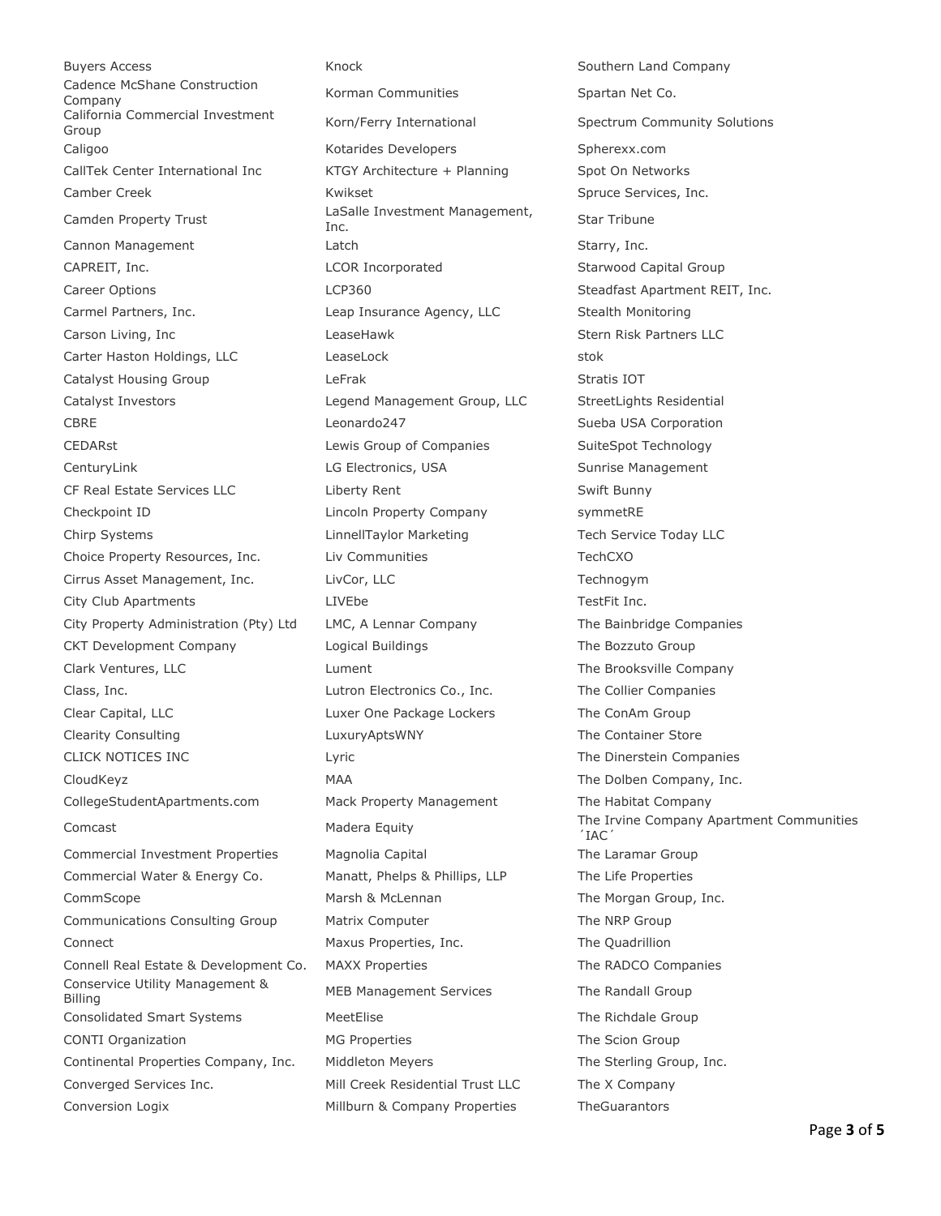Buyers Access
Cadence McShane Construction Company
California Commercial Investment Group
Caligoo
CallTek Center International Inc
Camber Creek
Camden Property Trust
Cannon Management
CAPREIT, Inc.
Career Options
Carmel Partners, Inc.
Carson Living, Inc
Carter Haston Holdings, LLC
Catalyst Housing Group
Catalyst Investors
CBRE
CEDARst
CenturyLink
CF Real Estate Services LLC
Checkpoint ID
Chirp Systems
Choice Property Resources, Inc.
Cirrus Asset Management, Inc.
City Club Apartments
City Property Administration (Pty) Ltd
CKT Development Company
Clark Ventures, LLC
Class, Inc.
Clear Capital, LLC
Clearity Consulting
CLICK NOTICES INC
CloudKeyz
CollegeStudentApartments.com
Comcast
Commercial Investment Properties
Commercial Water & Energy Co.
CommScope
Communications Consulting Group
Connect
Connell Real Estate & Development Co.
Conservice Utility Management & Billing
Consolidated Smart Systems
CONTI Organization
Continental Properties Company, Inc.
Converged Services Inc.
Conversion Logix

Knock
Korman Communities
Korn/Ferry International
Kotarides Developers
KTGY Architecture + Planning
Kwikset
LaSalle Investment Management, Inc.
Latch
LCOR Incorporated
LCP360
Leap Insurance Agency, LLC
LeaseHawk
LeaseLock
LeFrak
Legend Management Group, LLC
Leonardo247
Lewis Group of Companies
LG Electronics, USA
Liberty Rent
Lincoln Property Company
LinnellTaylor Marketing
Liv Communities
LivCor, LLC
LIVEbe
LMC, A Lennar Company
Logical Buildings
Lument
Lutron Electronics Co., Inc.
Luxer One Package Lockers
LuxuryAptsWNY
Lyric
MAA
Mack Property Management
Madera Equity
Magnolia Capital
Manatt, Phelps & Phillips, LLP
Marsh & McLennan
Matrix Computer
Maxus Properties, Inc.
MAXX Properties
MEB Management Services
MeetElise
MG Properties
Middleton Meyers
Mill Creek Residential Trust LLC
Millburn & Company Properties

Southern Land Company
Spartan Net Co.
Spectrum Community Solutions
Spherexx.com
Spot On Networks
Spruce Services, Inc.
Star Tribune
Starry, Inc.
Starwood Capital Group
Steadfast Apartment REIT, Inc.
Stealth Monitoring
Stern Risk Partners LLC
stok
Stratis IOT
StreetLights Residential
Sueba USA Corporation
SuiteSpot Technology
Sunrise Management
Swift Bunny
symmetRE
Tech Service Today LLC
TechCXO
Technogym
TestFit Inc.
The Bainbridge Companies
The Bozzuto Group
The Brooksville Company
The Collier Companies
The ConAm Group
The Container Store
The Dinerstein Companies
The Dolben Company, Inc.
The Habitat Company
The Irvine Company Apartment Communities ´IAC´
The Laramar Group
The Life Properties
The Morgan Group, Inc.
The NRP Group
The Quadrillion
The RADCO Companies
The Randall Group
The Richdale Group
The Scion Group
The Sterling Group, Inc.
The X Company
TheGuarantors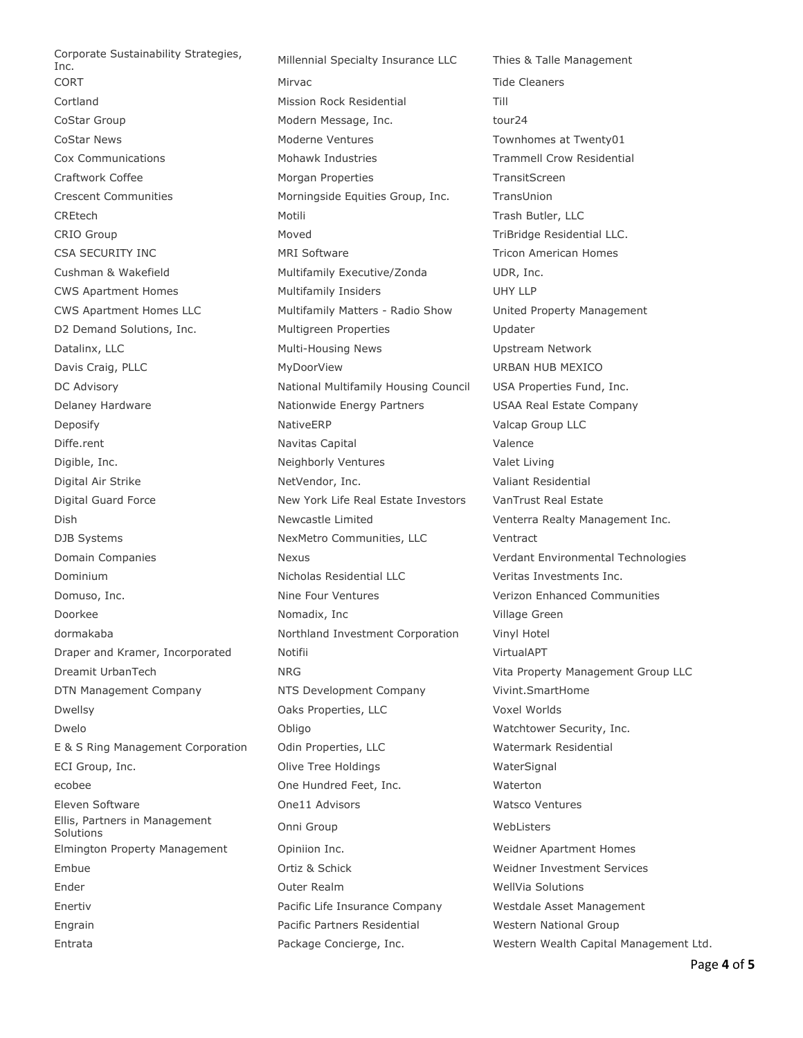Corporate Sustainability Strategies, Inc.
CORT
Cortland
CoStar Group
CoStar News
Cox Communications
Craftwork Coffee
Crescent Communities
CREtech
CRIO Group
CSA SECURITY INC
Cushman & Wakefield
CWS Apartment Homes
CWS Apartment Homes LLC
D2 Demand Solutions, Inc.
Datalinx, LLC
Davis Craig, PLLC
DC Advisory
Delaney Hardware
Deposify
Diffe.rent
Digible, Inc.
Digital Air Strike
Digital Guard Force
Dish
DJB Systems
Domain Companies
Dominium
Domuso, Inc.
Doorkee
dormakaba
Draper and Kramer, Incorporated
Dreamit UrbanTech
DTN Management Company
Dwellsy
Dwelo
E & S Ring Management Corporation
ECI Group, Inc.
ecobee
Eleven Software
Ellis, Partners in Management Solutions
Elmington Property Management
Embue
Ender
Enertiv
Engrain
Entrata
Millennial Specialty Insurance LLC
Mirvac
Mission Rock Residential
Modern Message, Inc.
Moderne Ventures
Mohawk Industries
Morgan Properties
Morningside Equities Group, Inc.
Motili
Moved
MRI Software
Multifamily Executive/Zonda
Multifamily Insiders
Multifamily Matters - Radio Show
Multigreen Properties
Multi-Housing News
MyDoorView
National Multifamily Housing Council
Nationwide Energy Partners
NativeERP
Navitas Capital
Neighborly Ventures
NetVendor, Inc.
New York Life Real Estate Investors
Newcastle Limited
NexMetro Communities, LLC
Nexus
Nicholas Residential LLC
Nine Four Ventures
Nomadix, Inc
Northland Investment Corporation
Notifii
NRG
NTS Development Company
Oaks Properties, LLC
Obligo
Odin Properties, LLC
Olive Tree Holdings
One Hundred Feet, Inc.
One11 Advisors
Onni Group
Opiniion Inc.
Ortiz & Schick
Outer Realm
Pacific Life Insurance Company
Pacific Partners Residential
Package Concierge, Inc.
Thies & Talle Management
Tide Cleaners
Till
tour24
Townhomes at Twenty01
Trammell Crow Residential
TransitScreen
TransUnion
Trash Butler, LLC
TriBridge Residential LLC.
Tricon American Homes
UDR, Inc.
UHY LLP
United Property Management
Updater
Upstream Network
URBAN HUB MEXICO
USA Properties Fund, Inc.
USAA Real Estate Company
Valcap Group LLC
Valence
Valet Living
Valiant Residential
VanTrust Real Estate
Venterra Realty Management Inc.
Ventract
Verdant Environmental Technologies
Veritas Investments Inc.
Verizon Enhanced Communities
Village Green
Vinyl Hotel
VirtualAPT
Vita Property Management Group LLC
Vivint.SmartHome
Voxel Worlds
Watchtower Security, Inc.
Watermark Residential
WaterSignal
Waterton
Watsco Ventures
WebListers
Weidner Apartment Homes
Weidner Investment Services
WellVia Solutions
Westdale Asset Management
Western National Group
Western Wealth Capital Management Ltd.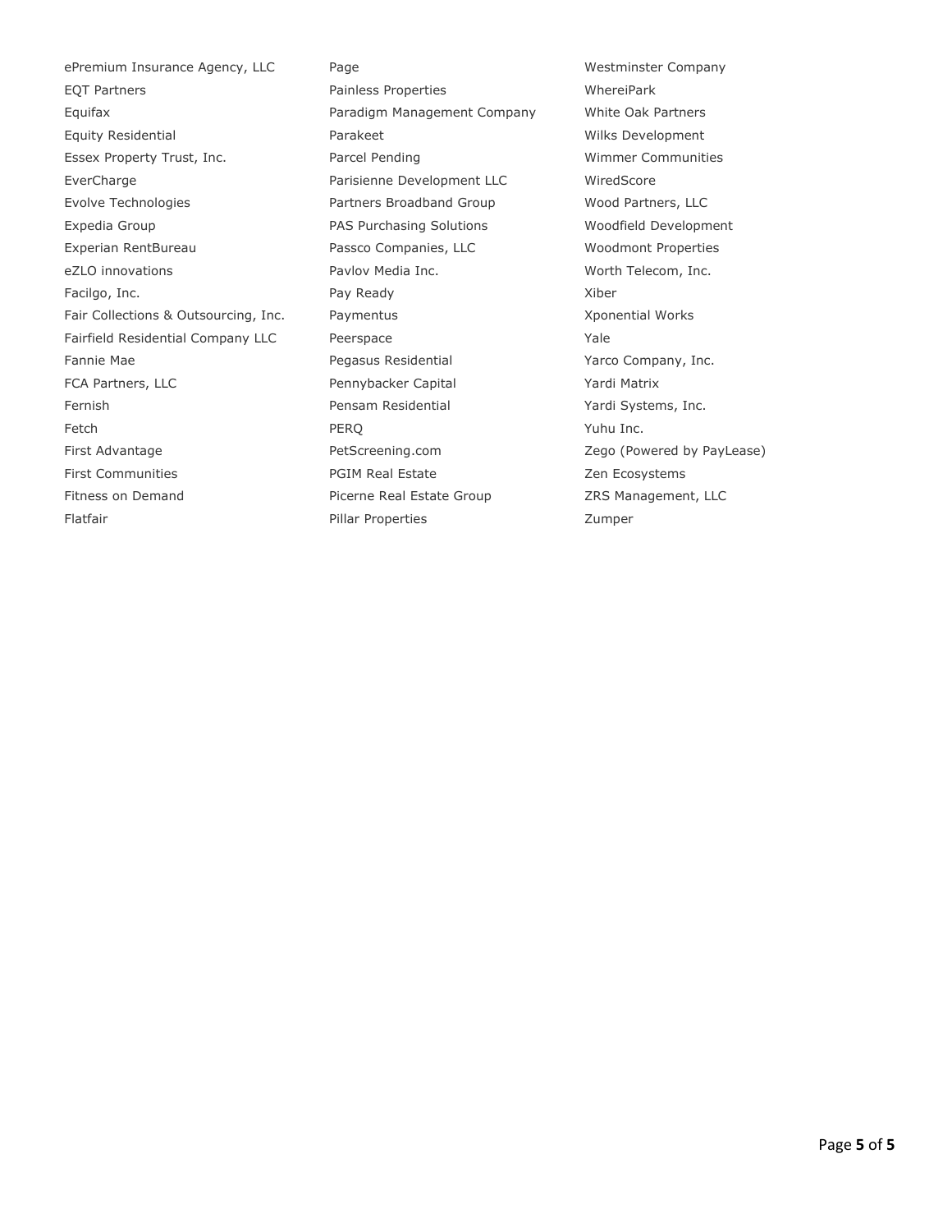ePremium Insurance Agency, LLC
EQT Partners
Equifax
Equity Residential
Essex Property Trust, Inc.
EverCharge
Evolve Technologies
Expedia Group
Experian RentBureau
eZLO innovations
Facilgo, Inc.
Fair Collections & Outsourcing, Inc.
Fairfield Residential Company LLC
Fannie Mae
FCA Partners, LLC
Fernish
Fetch
First Advantage
First Communities
Fitness on Demand
Flatfair
Page
Painless Properties
Paradigm Management Company
Parakeet
Parcel Pending
Parisienne Development LLC
Partners Broadband Group
PAS Purchasing Solutions
Passco Companies, LLC
Pavlov Media Inc.
Pay Ready
Paymentus
Peerspace
Pegasus Residential
Pennybacker Capital
Pensam Residential
PERQ
PetScreening.com
PGIM Real Estate
Picerne Real Estate Group
Pillar Properties
Westminster Company
WhereiPark
White Oak Partners
Wilks Development
Wimmer Communities
WiredScore
Wood Partners, LLC
Woodfield Development
Woodmont Properties
Worth Telecom, Inc.
Xiber
Xponential Works
Yale
Yarco Company, Inc.
Yardi Matrix
Yardi Systems, Inc.
Yuhu Inc.
Zego (Powered by PayLease)
Zen Ecosystems
ZRS Management, LLC
Zumper